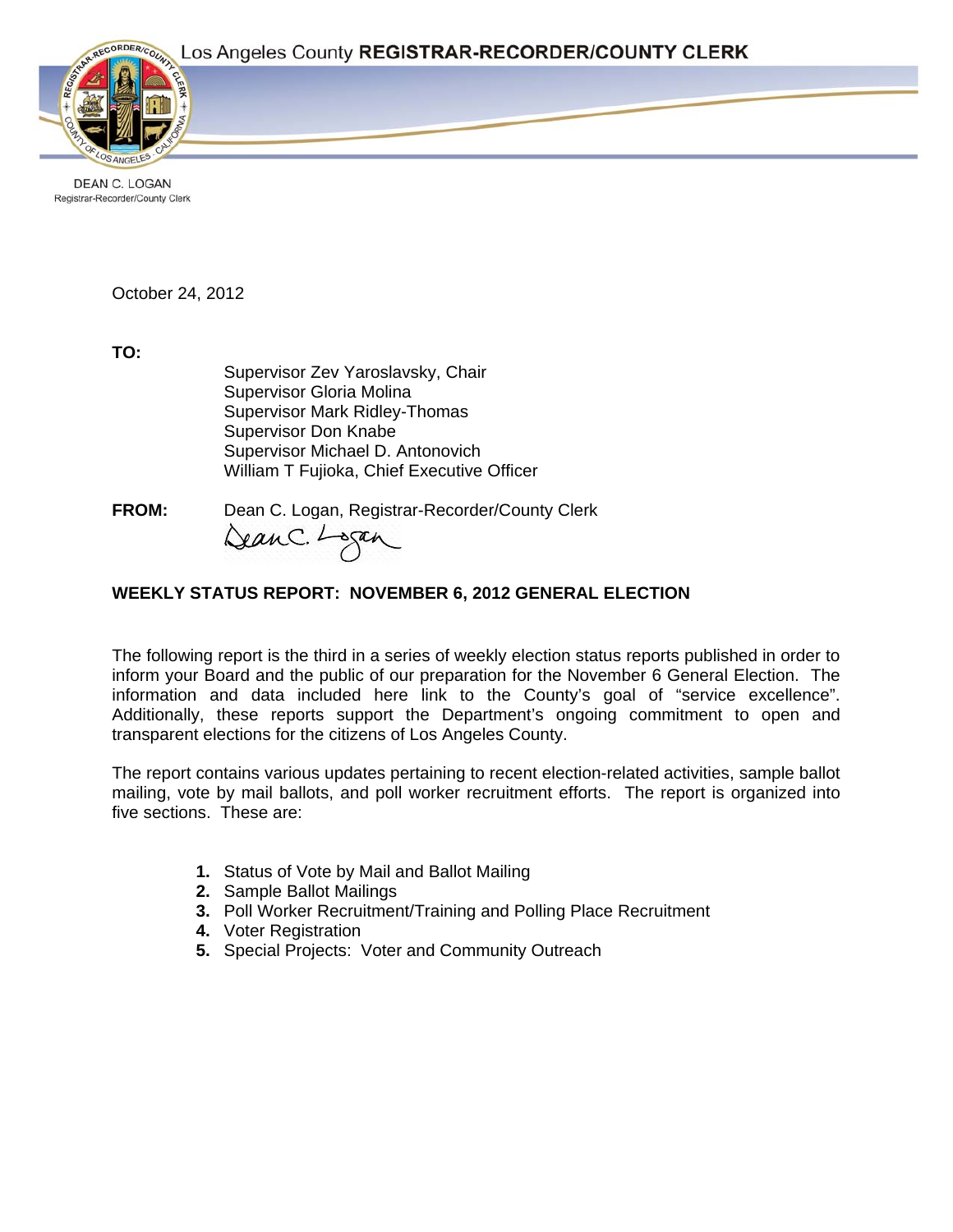Los Angeles County **REGISTRAR-RECORDER/COUNTY CLERK**

DEAN C. LOGAN
Registrar-Recorder/County Clerk

October 24, 2012

**TO:**

Supervisor Zev Yaroslavsky, Chair
Supervisor Gloria Molina
Supervisor Mark Ridley-Thomas
Supervisor Don Knabe
Supervisor Michael D. Antonovich
William T Fujioka, Chief Executive Officer

**FROM:** Dean C. Logan, Registrar-Recorder/County Clerk

**WEEKLY STATUS REPORT: NOVEMBER 6, 2012 GENERAL ELECTION**

The following report is the third in a series of weekly election status reports published in order to inform your Board and the public of our preparation for the November 6 General Election. The information and data included here link to the County's goal of "service excellence". Additionally, these reports support the Department's ongoing commitment to open and transparent elections for the citizens of Los Angeles County.

The report contains various updates pertaining to recent election-related activities, sample ballot mailing, vote by mail ballots, and poll worker recruitment efforts. The report is organized into five sections. These are:

1. Status of Vote by Mail and Ballot Mailing
2. Sample Ballot Mailings
3. Poll Worker Recruitment/Training and Polling Place Recruitment
4. Voter Registration
5. Special Projects: Voter and Community Outreach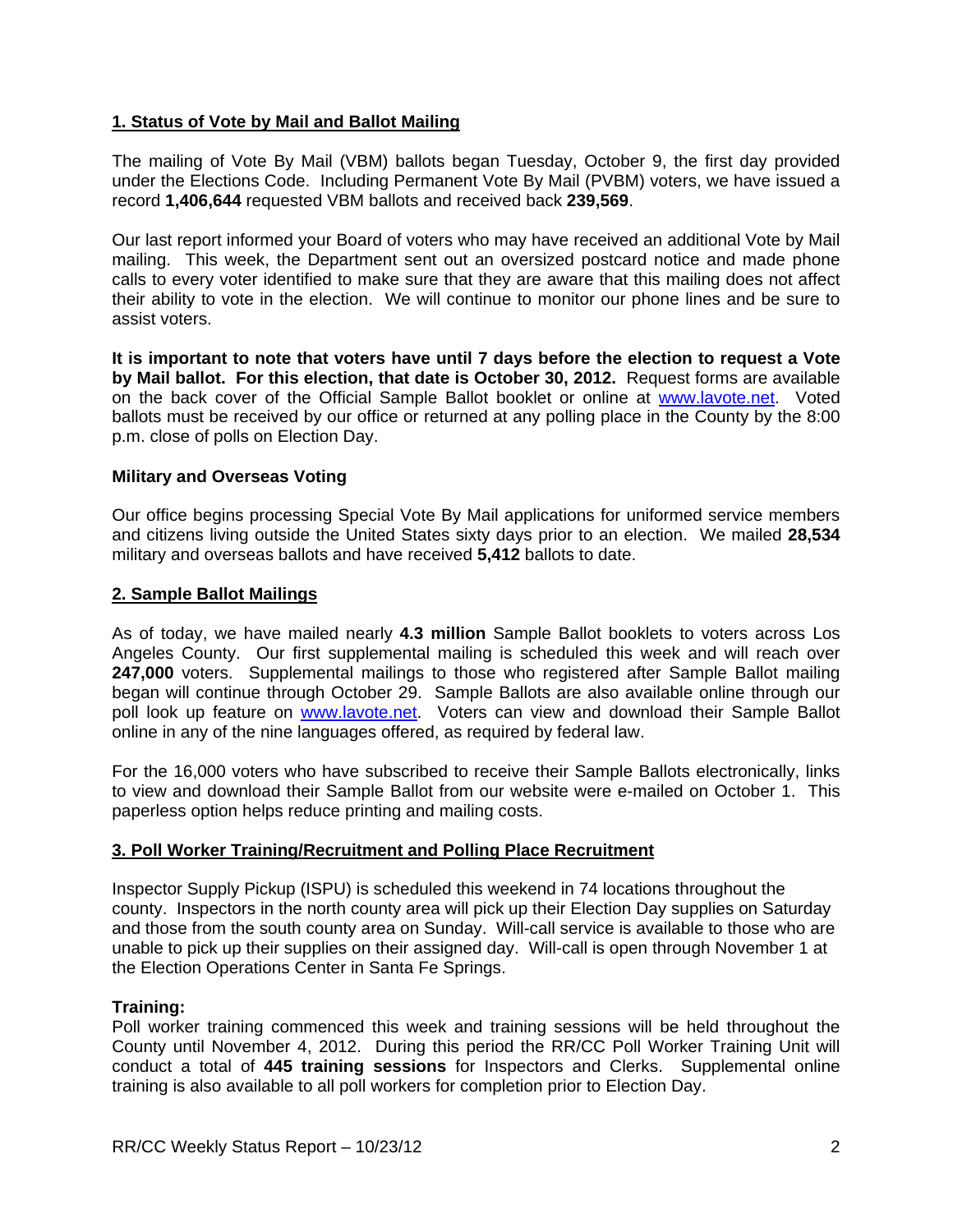## 1. Status of Vote by Mail and Ballot Mailing

The mailing of Vote By Mail (VBM) ballots began Tuesday, October 9, the first day provided under the Elections Code. Including Permanent Vote By Mail (PVBM) voters, we have issued a record **1,406,644** requested VBM ballots and received back **239,569**.

Our last report informed your Board of voters who may have received an additional Vote by Mail mailing. This week, the Department sent out an oversized postcard notice and made phone calls to every voter identified to make sure that they are aware that this mailing does not affect their ability to vote in the election. We will continue to monitor our phone lines and be sure to assist voters.

**It is important to note that voters have until 7 days before the election to request a Vote by Mail ballot. For this election, that date is October 30, 2012.** Request forms are available on the back cover of the Official Sample Ballot booklet or online at www.lavote.net. Voted ballots must be received by our office or returned at any polling place in the County by the 8:00 p.m. close of polls on Election Day.

### Military and Overseas Voting

Our office begins processing Special Vote By Mail applications for uniformed service members and citizens living outside the United States sixty days prior to an election. We mailed **28,534** military and overseas ballots and have received **5,412** ballots to date.

## 2. Sample Ballot Mailings

As of today, we have mailed nearly **4.3 million** Sample Ballot booklets to voters across Los Angeles County. Our first supplemental mailing is scheduled this week and will reach over **247,000** voters. Supplemental mailings to those who registered after Sample Ballot mailing began will continue through October 29. Sample Ballots are also available online through our poll look up feature on www.lavote.net. Voters can view and download their Sample Ballot online in any of the nine languages offered, as required by federal law.

For the 16,000 voters who have subscribed to receive their Sample Ballots electronically, links to view and download their Sample Ballot from our website were e-mailed on October 1. This paperless option helps reduce printing and mailing costs.

## 3. Poll Worker Training/Recruitment and Polling Place Recruitment

Inspector Supply Pickup (ISPU) is scheduled this weekend in 74 locations throughout the county. Inspectors in the north county area will pick up their Election Day supplies on Saturday and those from the south county area on Sunday. Will-call service is available to those who are unable to pick up their supplies on their assigned day. Will-call is open through November 1 at the Election Operations Center in Santa Fe Springs.

### Training:

Poll worker training commenced this week and training sessions will be held throughout the County until November 4, 2012. During this period the RR/CC Poll Worker Training Unit will conduct a total of **445 training sessions** for Inspectors and Clerks. Supplemental online training is also available to all poll workers for completion prior to Election Day.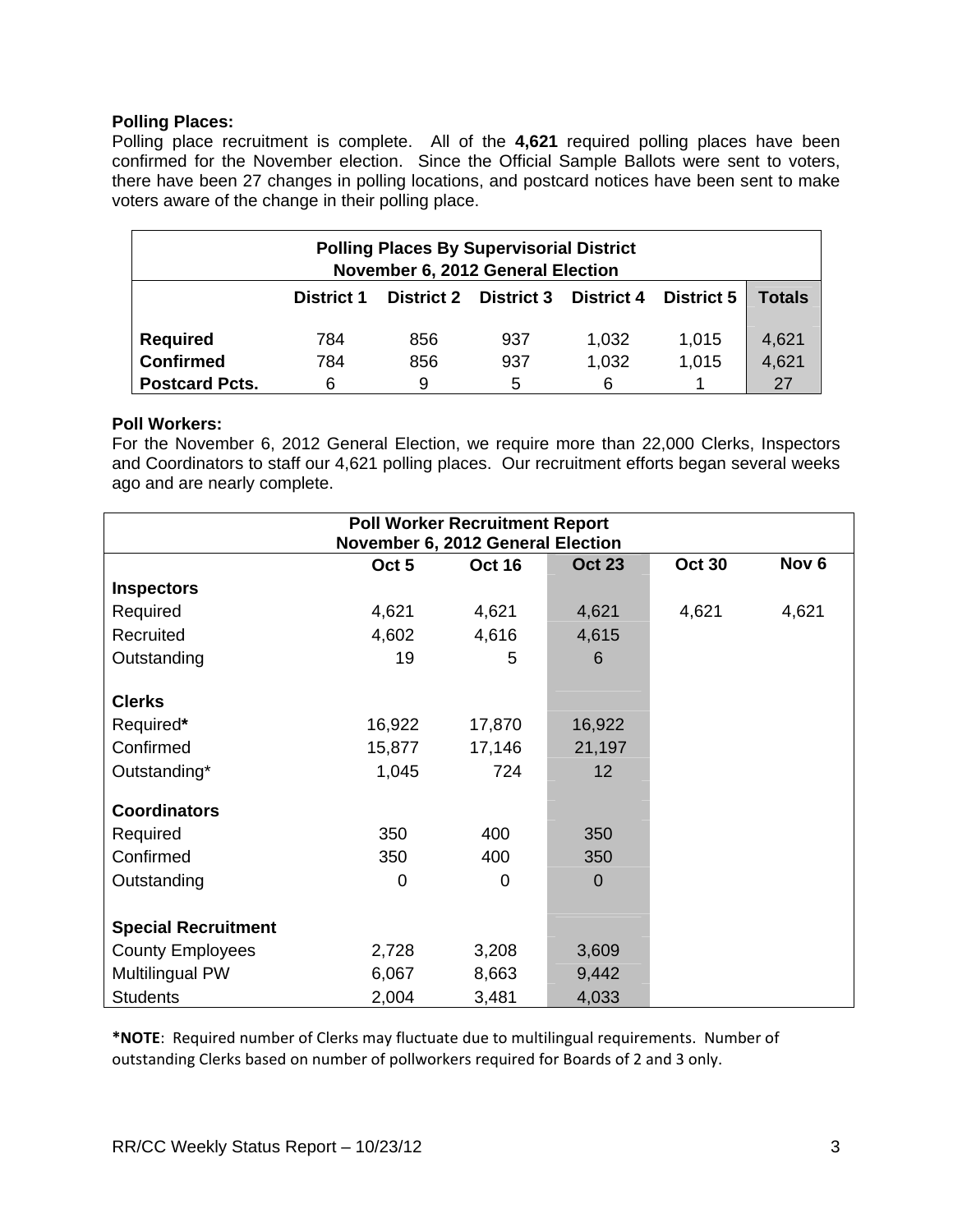**Polling Places:**

Polling place recruitment is complete. All of the **4,621** required polling places have been confirmed for the November election. Since the Official Sample Ballots were sent to voters, there have been 27 changes in polling locations, and postcard notices have been sent to make voters aware of the change in their polling place.

| Polling Places By Supervisorial District<br>November 6, 2012 General Election | | | | | | |
|---|---|---|---|---|---|---|
| | **District 1** | **District 2** | **District 3** | **District 4** | **District 5** | **Totals** |
| **Required** | 784 | 856 | 937 | 1,032 | 1,015 | 4,621 |
| **Confirmed** | 784 | 856 | 937 | 1,032 | 1,015 | 4,621 |
| **Postcard Pcts.** | 6 | 9 | 5 | 6 | 1 | 27 |

**Poll Workers:**

For the November 6, 2012 General Election, we require more than 22,000 Clerks, Inspectors and Coordinators to staff our 4,621 polling places. Our recruitment efforts began several weeks ago and are nearly complete.

| Poll Worker Recruitment Report<br>November 6, 2012 General Election | | | | | |
|---|---|---|---|---|---|
| | **Oct 5** | **Oct 16** | **Oct 23** | **Oct 30** | **Nov 6** |
| **Inspectors** | | | | | |
| Required | 4,621 | 4,621 | 4,621 | 4,621 | 4,621 |
| Recruited | 4,602 | 4,616 | 4,615 | | |
| Outstanding | 19 | 5 | 6 | | |
| **Clerks** | | | | | |
| Required* | 16,922 | 17,870 | 16,922 | | |
| Confirmed | 15,877 | 17,146 | 21,197 | | |
| Outstanding* | 1,045 | 724 | 12 | | |
| **Coordinators** | | | | | |
| Required | 350 | 400 | 350 | | |
| Confirmed | 350 | 400 | 350 | | |
| Outstanding | 0 | 0 | 0 | | |
| **Special Recruitment** | | | | | |
| County Employees | 2,728 | 3,208 | 3,609 | | |
| Multilingual PW | 6,067 | 8,663 | 9,442 | | |
| Students | 2,004 | 3,481 | 4,033 | | |

***NOTE**: Required number of Clerks may fluctuate due to multilingual requirements. Number of outstanding Clerks based on number of pollworkers required for Boards of 2 and 3 only.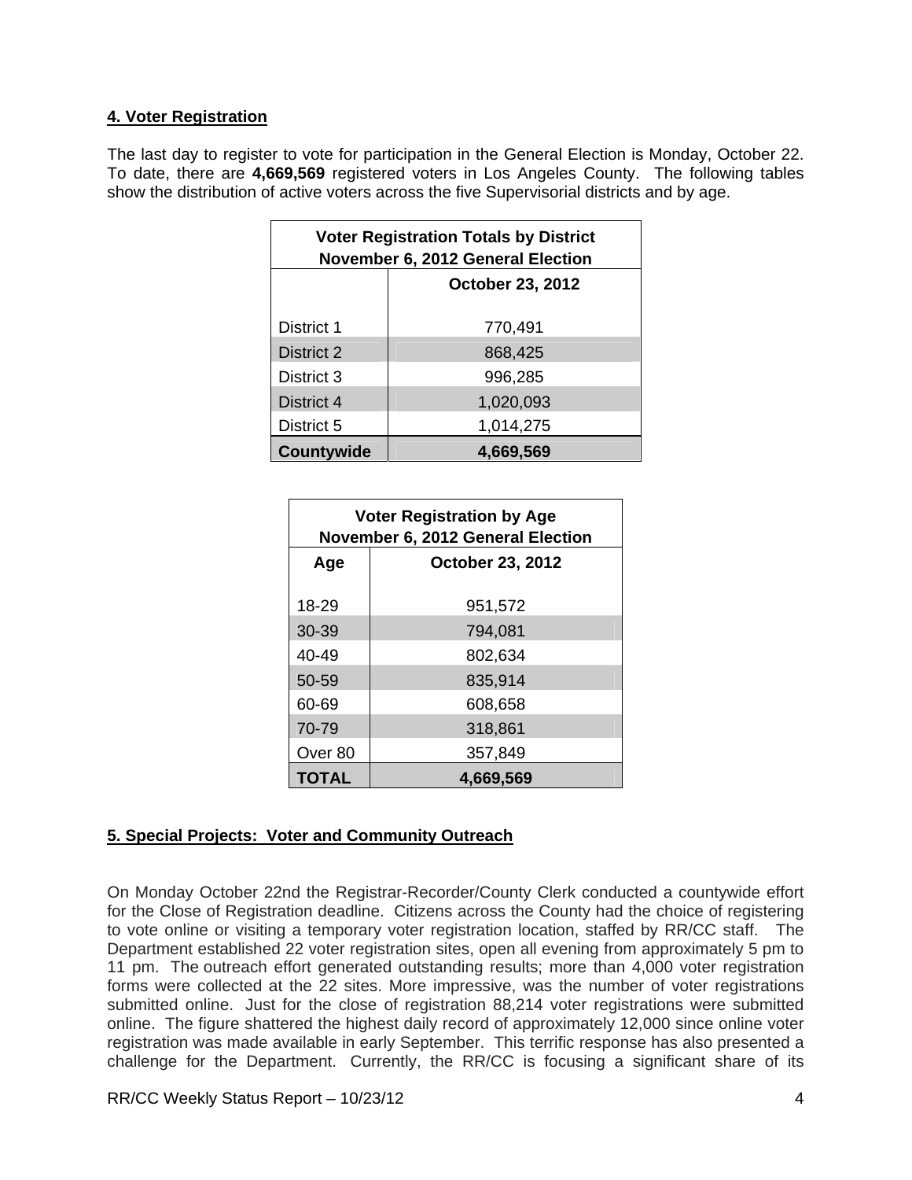## 4. Voter Registration

The last day to register to vote for participation in the General Election is Monday, October 22. To date, there are **4,669,569** registered voters in Los Angeles County. The following tables show the distribution of active voters across the five Supervisorial districts and by age.

| Voter Registration Totals by District November 6, 2012 General Election | |
|---|---|
| | October 23, 2012 |
| District 1 | 770,491 |
| District 2 | 868,425 |
| District 3 | 996,285 |
| District 4 | 1,020,093 |
| District 5 | 1,014,275 |
| **Countywide** | **4,669,569** |

| Voter Registration by Age November 6, 2012 General Election | |
|---|---|
| Age | October 23, 2012 |
| 18-29 | 951,572 |
| 30-39 | 794,081 |
| 40-49 | 802,634 |
| 50-59 | 835,914 |
| 60-69 | 608,658 |
| 70-79 | 318,861 |
| Over 80 | 357,849 |
| **TOTAL** | **4,669,569** |

## 5. Special Projects: Voter and Community Outreach

On Monday October 22nd the Registrar-Recorder/County Clerk conducted a countywide effort for the Close of Registration deadline. Citizens across the County had the choice of registering to vote online or visiting a temporary voter registration location, staffed by RR/CC staff. The Department established 22 voter registration sites, open all evening from approximately 5 pm to 11 pm. The outreach effort generated outstanding results; more than 4,000 voter registration forms were collected at the 22 sites. More impressive, was the number of voter registrations submitted online. Just for the close of registration 88,214 voter registrations were submitted online. The figure shattered the highest daily record of approximately 12,000 since online voter registration was made available in early September. This terrific response has also presented a challenge for the Department. Currently, the RR/CC is focusing a significant share of its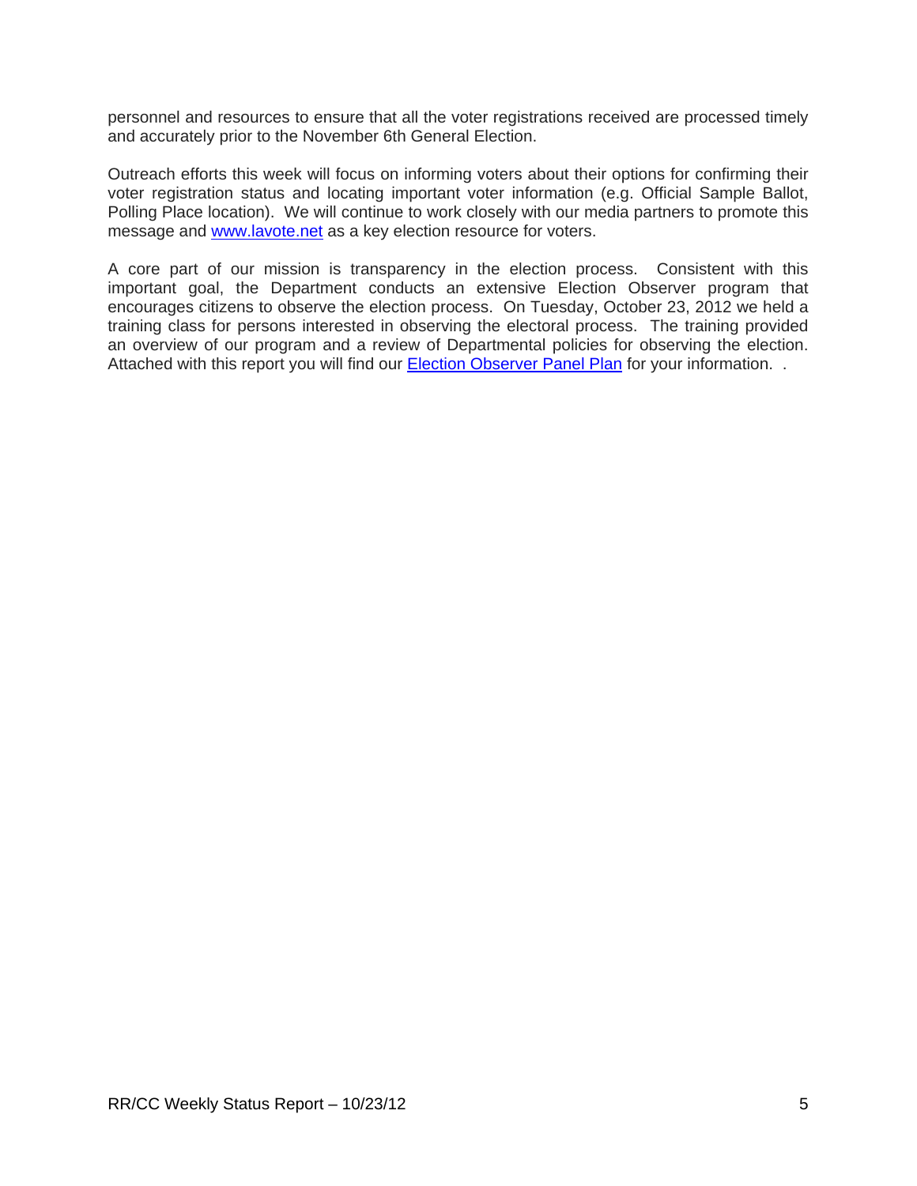personnel and resources to ensure that all the voter registrations received are processed timely and accurately prior to the November 6th General Election.

Outreach efforts this week will focus on informing voters about their options for confirming their voter registration status and locating important voter information (e.g. Official Sample Ballot, Polling Place location). We will continue to work closely with our media partners to promote this message and [www.lavote.net](http://www.lavote.net) as a key election resource for voters.

A core part of our mission is transparency in the election process. Consistent with this important goal, the Department conducts an extensive Election Observer program that encourages citizens to observe the election process. On Tuesday, October 23, 2012 we held a training class for persons interested in observing the electoral process. The training provided an overview of our program and a review of Departmental policies for observing the election. Attached with this report you will find our Election Observer Panel Plan for your information. .